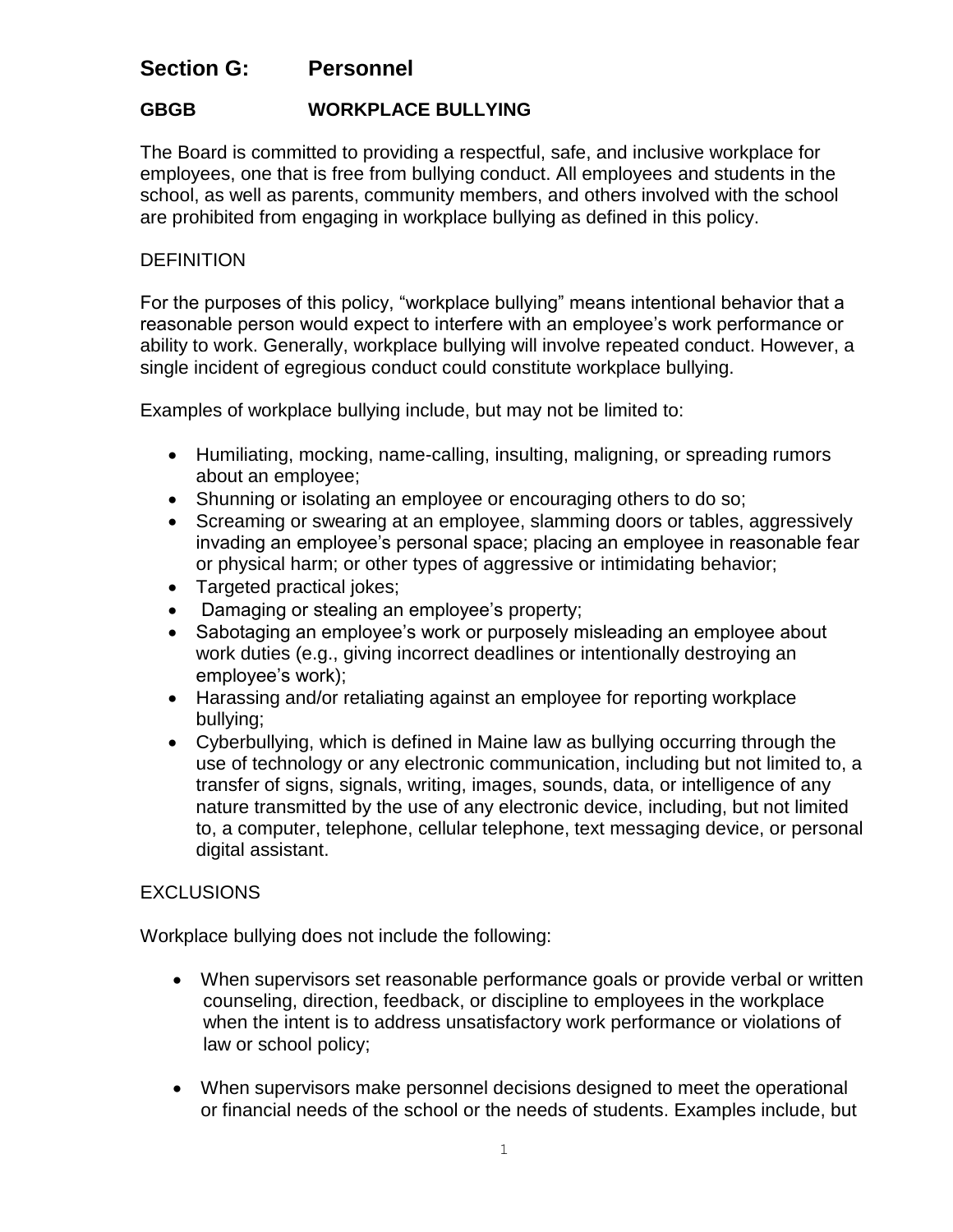# Section G: Personnel

## GBGB WORKPLACE BULLYING

The Board is committed to providing a respectful, safe, and inclusive workplace for employees, one that is free from bullying conduct. All employees and students in the school, as well as parents, community members, and others involved with the school are prohibited from engaging in workplace bullying as defined in this policy.

DEFINITION

For the purposes of this policy, "workplace bullying" means intentional behavior that a reasonable person would expect to interfere with an employee's work performance or ability to work. Generally, workplace bullying will involve repeated conduct. However, a single incident of egregious conduct could constitute workplace bullying.

Examples of workplace bullying include, but may not be limited to:

- Humiliating, mocking, name-calling, insulting, maligning, or spreading rumors about an employee;
- Shunning or isolating an employee or encouraging others to do so;
- Screaming or swearing at an employee, slamming doors or tables, aggressively invading an employee's personal space; placing an employee in reasonable fear or physical harm; or other types of aggressive or intimidating behavior;
- Targeted practical jokes;
- Damaging or stealing an employee's property;
- Sabotaging an employee's work or purposely misleading an employee about work duties (e.g., giving incorrect deadlines or intentionally destroying an employee's work);
- Harassing and/or retaliating against an employee for reporting workplace bullying;
- Cyberbullying, which is defined in Maine law as bullying occurring through the use of technology or any electronic communication, including but not limited to, a transfer of signs, signals, writing, images, sounds, data, or intelligence of any nature transmitted by the use of any electronic device, including, but not limited to, a computer, telephone, cellular telephone, text messaging device, or personal digital assistant.

EXCLUSIONS

Workplace bullying does not include the following:

- When supervisors set reasonable performance goals or provide verbal or written counseling, direction, feedback, or discipline to employees in the workplace when the intent is to address unsatisfactory work performance or violations of law or school policy;

- When supervisors make personnel decisions designed to meet the operational or financial needs of the school or the needs of students. Examples include, but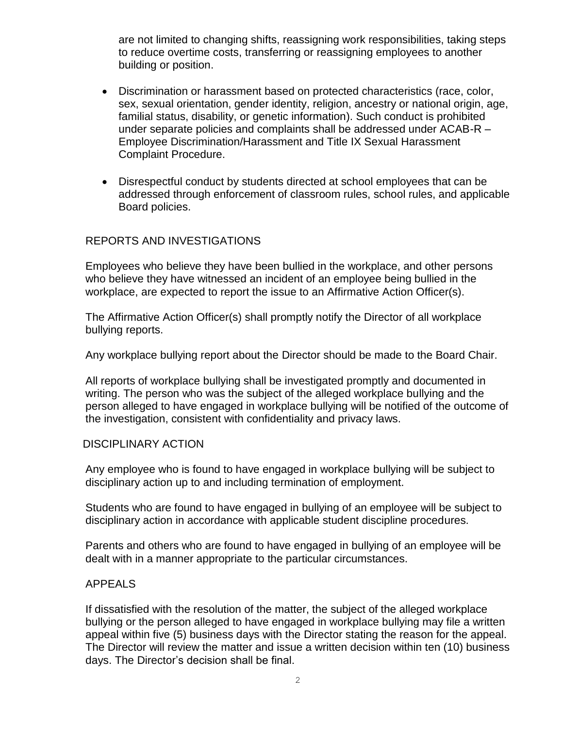are not limited to changing shifts, reassigning work responsibilities, taking steps to reduce overtime costs, transferring or reassigning employees to another building or position.

- Discrimination or harassment based on protected characteristics (race, color, sex, sexual orientation, gender identity, religion, ancestry or national origin, age, familial status, disability, or genetic information). Such conduct is prohibited under separate policies and complaints shall be addressed under ACAB-R – Employee Discrimination/Harassment and Title IX Sexual Harassment Complaint Procedure.
- Disrespectful conduct by students directed at school employees that can be addressed through enforcement of classroom rules, school rules, and applicable Board policies.

## REPORTS AND INVESTIGATIONS

Employees who believe they have been bullied in the workplace, and other persons who believe they have witnessed an incident of an employee being bullied in the workplace, are expected to report the issue to an Affirmative Action Officer(s).

The Affirmative Action Officer(s) shall promptly notify the Director of all workplace bullying reports.

Any workplace bullying report about the Director should be made to the Board Chair.

All reports of workplace bullying shall be investigated promptly and documented in writing. The person who was the subject of the alleged workplace bullying and the person alleged to have engaged in workplace bullying will be notified of the outcome of the investigation, consistent with confidentiality and privacy laws.

## DISCIPLINARY ACTION

Any employee who is found to have engaged in workplace bullying will be subject to disciplinary action up to and including termination of employment.

Students who are found to have engaged in bullying of an employee will be subject to disciplinary action in accordance with applicable student discipline procedures.

Parents and others who are found to have engaged in bullying of an employee will be dealt with in a manner appropriate to the particular circumstances.

## APPEALS

If dissatisfied with the resolution of the matter, the subject of the alleged workplace bullying or the person alleged to have engaged in workplace bullying may file a written appeal within five (5) business days with the Director stating the reason for the appeal. The Director will review the matter and issue a written decision within ten (10) business days. The Director's decision shall be final.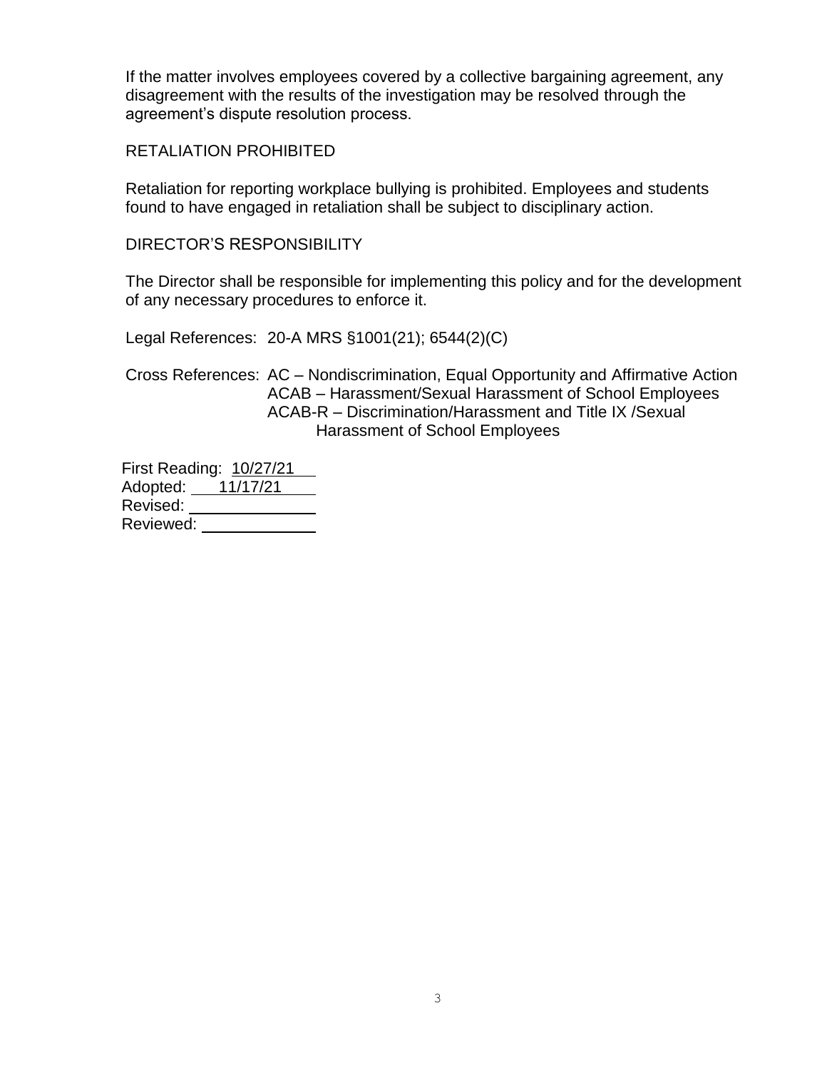If the matter involves employees covered by a collective bargaining agreement, any disagreement with the results of the investigation may be resolved through the agreement's dispute resolution process.

## RETALIATION PROHIBITED

Retaliation for reporting workplace bullying is prohibited. Employees and students found to have engaged in retaliation shall be subject to disciplinary action.

## DIRECTOR'S RESPONSIBILITY

The Director shall be responsible for implementing this policy and for the development of any necessary procedures to enforce it.

Legal References: 20-A MRS §1001(21); 6544(2)(C)

Cross References: AC – Nondiscrimination, Equal Opportunity and Affirmative Action
ACAB – Harassment/Sexual Harassment of School Employees
ACAB-R – Discrimination/Harassment and Title IX /Sexual Harassment of School Employees

First Reading: 10/27/21
Adopted: 11/17/21
Revised: 
Reviewed: